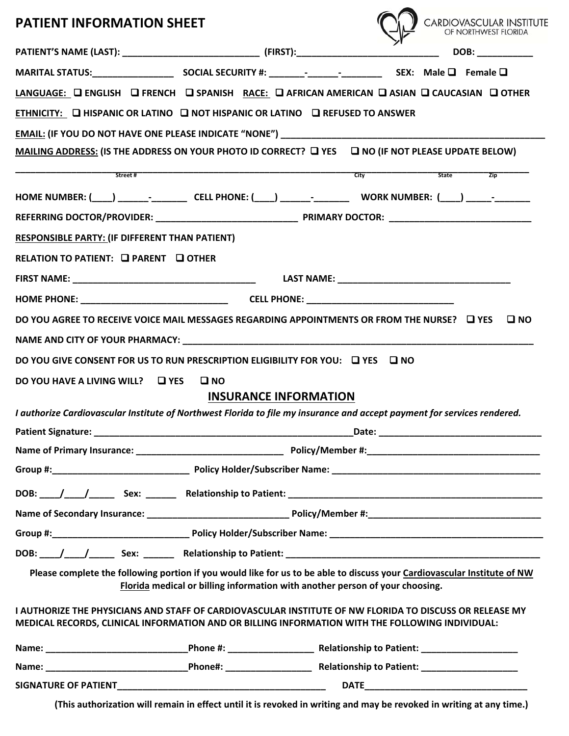# PATIENT INFORMATION SHEET

CARDIOVASCULAR INSTITUTE
OF NORTHWEST FLORIDA

**PATIENT'S NAME (LAST):** ___________________________ **(FIRST):**___________________________ **DOB:** ___________

**MARITAL STATUS:**________________ **SOCIAL SECURITY #:** _______-______-________ **SEX: Male ❑ Female ❑**

**LANGUAGE: ❑ ENGLISH ❑ FRENCH ❑ SPANISH RACE: ❑ AFRICAN AMERICAN ❑ ASIAN ❑ CAUCASIAN ❑ OTHER**

**ETHNICITY: ❑ HISPANIC OR LATINO ❑ NOT HISPANIC OR LATINO ❑ REFUSED TO ANSWER**

**EMAIL: (IF YOU DO NOT HAVE ONE PLEASE INDICATE "NONE")** ___________________________________________________

**MAILING ADDRESS: (IS THE ADDRESS ON YOUR PHOTO ID CORRECT? ❑ YES ❑ NO (IF NOT PLEASE UPDATE BELOW)**

______________________________________________________________________________________________
Street # City State Zip

**HOME NUMBER:** (____) ______-_______ **CELL PHONE:** (____) ______-_______ **WORK NUMBER:** (____) _____-_______

**REFERRING DOCTOR/PROVIDER:** ____________________________ **PRIMARY DOCTOR:** ____________________________

**RESPONSIBLE PARTY: (IF DIFFERENT THAN PATIENT)**

**RELATION TO PATIENT: ❑ PARENT ❑ OTHER**

**FIRST NAME:** ____________________________________ **LAST NAME:** __________________________________

**HOME PHONE:** _____________________________ **CELL PHONE:** _____________________________

**DO YOU AGREE TO RECEIVE VOICE MAIL MESSAGES REGARDING APPOINTMENTS OR FROM THE NURSE? ❑ YES ❑ NO**

**NAME AND CITY OF YOUR PHARMACY:** ______________________________________________________________________

**DO YOU GIVE CONSENT FOR US TO RUN PRESCRIPTION ELIGIBILITY FOR YOU: ❑ YES ❑ NO**

**DO YOU HAVE A LIVING WILL? ❑ YES ❑ NO**

## INSURANCE INFORMATION

***I authorize Cardiovascular Institute of Northwest Florida to file my insurance and accept payment for services rendered.***

**Patient Signature:** _____________________________________________________**Date:** _______________________________

**Name of Primary Insurance:** _____________________________ **Policy/Member #:**__________________________________

**Group #:**___________________________ **Policy Holder/Subscriber Name:** _________________________________________

**DOB:** ____/____/_____ **Sex:** ______ **Relationship to Patient:** __________________________________________________

**Name of Secondary Insurance:** ___________________________ **Policy/Member #:**_________________________________

**Group #:**___________________________ **Policy Holder/Subscriber Name:** __________________________________________

**DOB:** ____/____/_____ **Sex:** ______ **Relationship to Patient:** __________________________________________________

**Please complete the following portion if you would like for us to be able to discuss your Cardiovascular Institute of NW Florida medical or billing information with another person of your choosing.**

**I AUTHORIZE THE PHYSICIANS AND STAFF OF CARDIOVASCULAR INSTITUTE OF NW FLORIDA TO DISCUSS OR RELEASE MY MEDICAL RECORDS, CLINICAL INFORMATION AND OR BILLING INFORMATION WITH THE FOLLOWING INDIVIDUAL:**

**Name:** ___________________________**Phone #:** ________________ **Relationship to Patient:** ___________________

**Name:** ____________________________**Phone#:** ________________ **Relationship to Patient:** ___________________

**SIGNATURE OF PATIENT**_________________________________________ **DATE**_________________________________

**(This authorization will remain in effect until it is revoked in writing and may be revoked in writing at any time.)**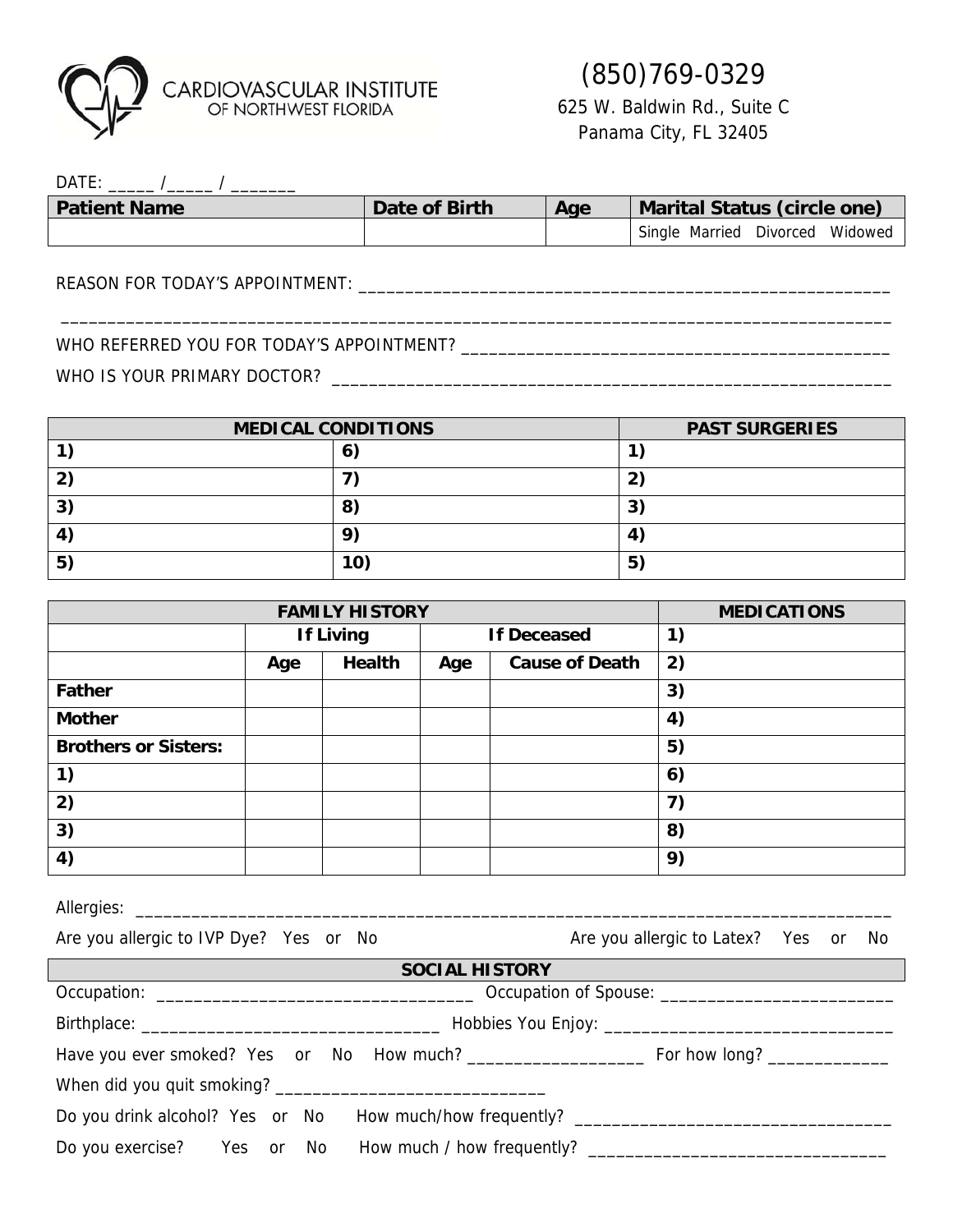# CARDIOVASCULAR INSTITUTE OF NORTHWEST FLORIDA

(850)769-0329
625 W. Baldwin Rd., Suite C
Panama City, FL 32405

DATE: _____ /_____ / _______

| Patient Name | Date of Birth | Age | Marital Status (circle one) |
|---|---|---|---|
| | | | Single Married Divorced Widowed |

REASON FOR TODAY'S APPOINTMENT: ____________________________________________________________

____________________________________________________________________________________________

WHO REFERRED YOU FOR TODAY'S APPOINTMENT? ______________________________________________

WHO IS YOUR PRIMARY DOCTOR? ____________________________________________________________

| MEDICAL CONDITIONS | | PAST SURGERIES |
|---|---|---|
| 1) | 6) | 1) |
| 2) | 7) | 2) |
| 3) | 8) | 3) |
| 4) | 9) | 4) |
| 5) | 10) | 5) |

| FAMILY HISTORY | | | | | MEDICATIONS |
|---|---|---|---|---|---|
| | If Living | | If Deceased | | 1) |
| | Age | Health | Age | Cause of Death | 2) |
| Father | | | | | 3) |
| Mother | | | | | 4) |
| Brothers or Sisters: | | | | | 5) |
| 1) | | | | | 6) |
| 2) | | | | | 7) |
| 3) | | | | | 8) |
| 4) | | | | | 9) |

Allergies: ______________________________________________________________________________

Are you allergic to IVP Dye? Yes or No          Are you allergic to Latex? Yes or No

## SOCIAL HISTORY

Occupation: _________________________________ Occupation of Spouse: _________________________

Birthplace: ________________________________ Hobbies You Enjoy: _______________________________

Have you ever smoked? Yes or No How much? ___________________ For how long? _____________

When did you quit smoking? ____________________________

Do you drink alcohol? Yes or No How much/how frequently? __________________________________

Do you exercise? Yes or No How much / how frequently? ________________________________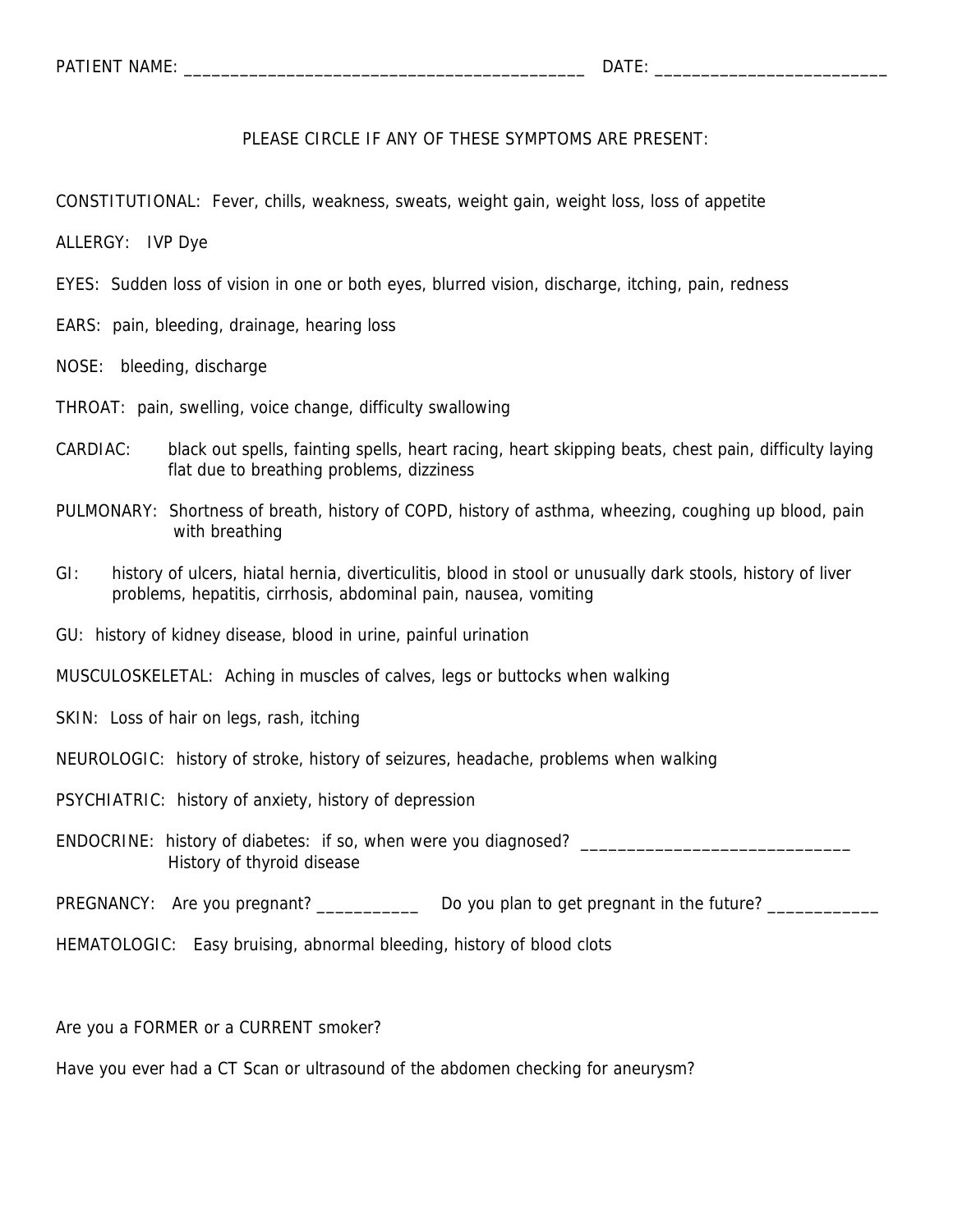PATIENT NAME: ____________________________________________ DATE: __________________________

PLEASE CIRCLE IF ANY OF THESE SYMPTOMS ARE PRESENT:

CONSTITUTIONAL: Fever, chills, weakness, sweats, weight gain, weight loss, loss of appetite

ALLERGY: IVP Dye

EYES: Sudden loss of vision in one or both eyes, blurred vision, discharge, itching, pain, redness

EARS: pain, bleeding, drainage, hearing loss

NOSE: bleeding, discharge

THROAT: pain, swelling, voice change, difficulty swallowing

CARDIAC: black out spells, fainting spells, heart racing, heart skipping beats, chest pain, difficulty laying flat due to breathing problems, dizziness

PULMONARY: Shortness of breath, history of COPD, history of asthma, wheezing, coughing up blood, pain with breathing

GI: history of ulcers, hiatal hernia, diverticulitis, blood in stool or unusually dark stools, history of liver problems, hepatitis, cirrhosis, abdominal pain, nausea, vomiting

GU: history of kidney disease, blood in urine, painful urination

MUSCULOSKELETAL: Aching in muscles of calves, legs or buttocks when walking

SKIN: Loss of hair on legs, rash, itching

NEUROLOGIC: history of stroke, history of seizures, headache, problems when walking

PSYCHIATRIC: history of anxiety, history of depression

ENDOCRINE: history of diabetes: if so, when were you diagnosed? ______________________________
History of thyroid disease

PREGNANCY: Are you pregnant? ___________ Do you plan to get pregnant in the future? ____________

HEMATOLOGIC: Easy bruising, abnormal bleeding, history of blood clots

Are you a FORMER or a CURRENT smoker?

Have you ever had a CT Scan or ultrasound of the abdomen checking for aneurysm?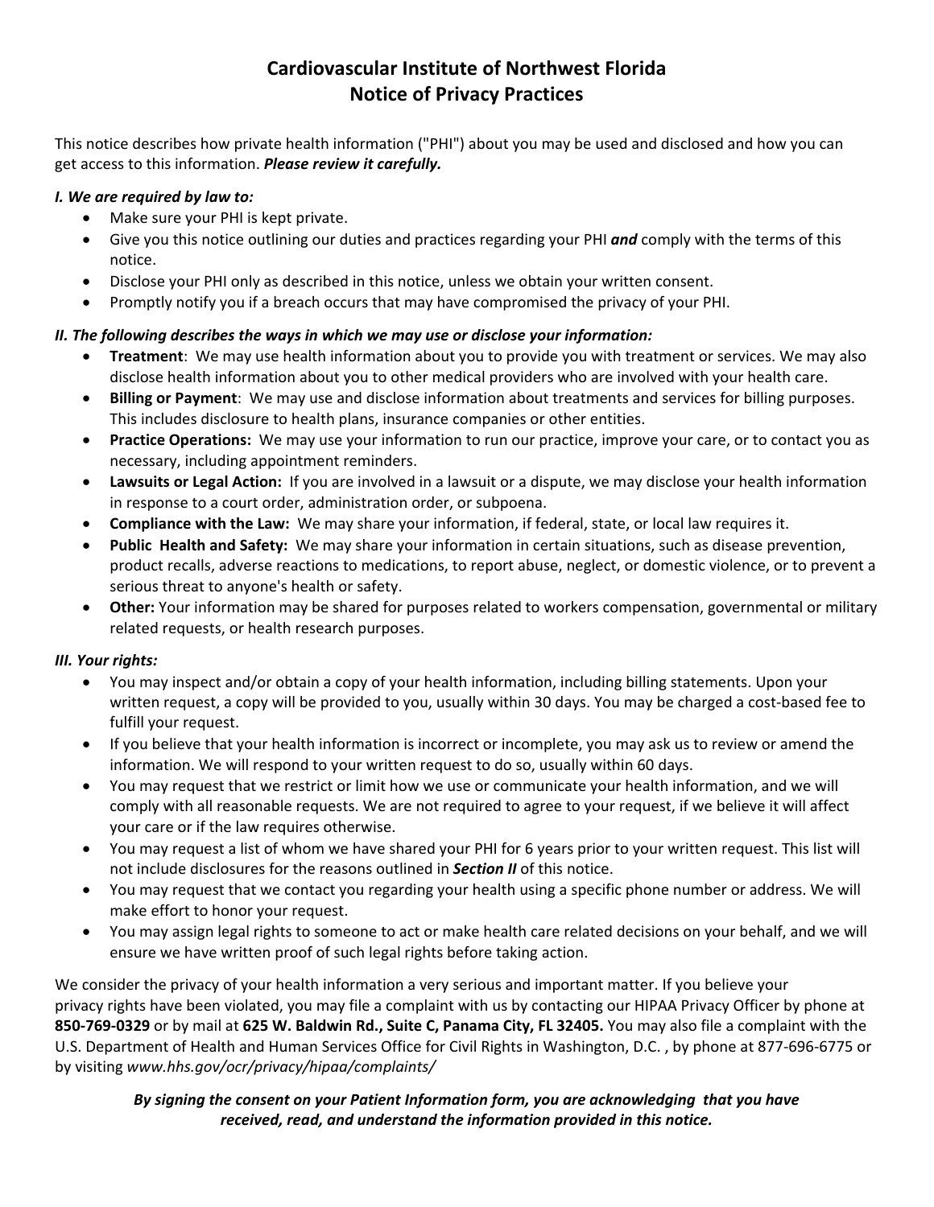# Cardiovascular Institute of Northwest Florida
# Notice of Privacy Practices

This notice describes how private health information ("PHI") about you may be used and disclosed and how you can get access to this information. ***Please review it carefully.***

***I. We are required by law to:***

- Make sure your PHI is kept private.
- Give you this notice outlining our duties and practices regarding your PHI ***and*** comply with the terms of this notice.
- Disclose your PHI only as described in this notice, unless we obtain your written consent.
- Promptly notify you if a breach occurs that may have compromised the privacy of your PHI.

***II. The following describes the ways in which we may use or disclose your information:***

- **Treatment**: We may use health information about you to provide you with treatment or services. We may also disclose health information about you to other medical providers who are involved with your health care.
- **Billing or Payment**: We may use and disclose information about treatments and services for billing purposes. This includes disclosure to health plans, insurance companies or other entities.
- **Practice Operations:** We may use your information to run our practice, improve your care, or to contact you as necessary, including appointment reminders.
- **Lawsuits or Legal Action:** If you are involved in a lawsuit or a dispute, we may disclose your health information in response to a court order, administration order, or subpoena.
- **Compliance with the Law:** We may share your information, if federal, state, or local law requires it.
- **Public Health and Safety:** We may share your information in certain situations, such as disease prevention, product recalls, adverse reactions to medications, to report abuse, neglect, or domestic violence, or to prevent a serious threat to anyone's health or safety.
- **Other:** Your information may be shared for purposes related to workers compensation, governmental or military related requests, or health research purposes.

***III. Your rights:***

- You may inspect and/or obtain a copy of your health information, including billing statements. Upon your written request, a copy will be provided to you, usually within 30 days. You may be charged a cost-based fee to fulfill your request.
- If you believe that your health information is incorrect or incomplete, you may ask us to review or amend the information. We will respond to your written request to do so, usually within 60 days.
- You may request that we restrict or limit how we use or communicate your health information, and we will comply with all reasonable requests. We are not required to agree to your request, if we believe it will affect your care or if the law requires otherwise.
- You may request a list of whom we have shared your PHI for 6 years prior to your written request. This list will not include disclosures for the reasons outlined in ***Section II*** of this notice.
- You may request that we contact you regarding your health using a specific phone number or address. We will make effort to honor your request.
- You may assign legal rights to someone to act or make health care related decisions on your behalf, and we will ensure we have written proof of such legal rights before taking action.

We consider the privacy of your health information a very serious and important matter. If you believe your privacy rights have been violated, you may file a complaint with us by contacting our HIPAA Privacy Officer by phone at **850-769-0329** or by mail at **625 W. Baldwin Rd., Suite C, Panama City, FL 32405.** You may also file a complaint with the U.S. Department of Health and Human Services Office for Civil Rights in Washington, D.C. , by phone at 877-696-6775 or by visiting *www.hhs.gov/ocr/privacy/hipaa/complaints/*

***By signing the consent on your Patient Information form, you are acknowledging that you have received, read, and understand the information provided in this notice.***